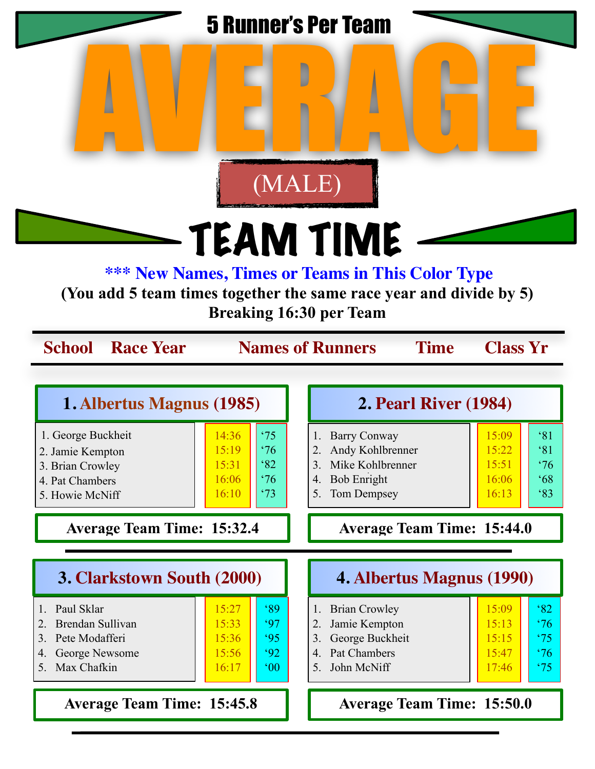# 5 Runner's Per Team

# AVERAGE

## (MALE)

# TEAM TIME

*** New Names, Times or Teams in This Color Type

**(You add 5 team times together the same race year and divide by 5)**

**Breaking 16:30 per Team**

| School | Race Year | Names of Runners | Time | Class Yr |
|---|---|---|---|---|

### 1. Albertus Magnus (1985)

| Names of Runners | Time | Class Yr |
|---|---|---|
| 1. George Buckheit | 14:36 | '75 |
| 2. Jamie Kempton | 15:19 | '76 |
| 3. Brian Crowley | 15:31 | '82 |
| 4. Pat Chambers | 16:06 | '76 |
| 5. Howie McNiff | 16:10 | '73 |

**Average Team Time: 15:32.4**

### 2. Pearl River (1984)

| Names of Runners | Time | Class Yr |
|---|---|---|
| 1. Barry Conway | 15:09 | '81 |
| 2. Andy Kohlbrenner | 15:22 | '81 |
| 3. Mike Kohlbrenner | 15:51 | '76 |
| 4. Bob Enright | 16:06 | '68 |
| 5. Tom Dempsey | 16:13 | '83 |

**Average Team Time: 15:44.0**

### 3. Clarkstown South (2000)

| Names of Runners | Time | Class Yr |
|---|---|---|
| 1. Paul Sklar | 15:27 | '89 |
| 2. Brendan Sullivan | 15:33 | '97 |
| 3. Pete Modafferi | 15:36 | '95 |
| 4. George Newsome | 15:56 | '92 |
| 5. Max Chafkin | 16:17 | '00 |

**Average Team Time: 15:45.8**

### 4. Albertus Magnus (1990)

| Names of Runners | Time | Class Yr |
|---|---|---|
| 1. Brian Crowley | 15:09 | '82 |
| 2. Jamie Kempton | 15:13 | '76 |
| 3. George Buckheit | 15:15 | '75 |
| 4. Pat Chambers | 15:47 | '76 |
| 5. John McNiff | 17:46 | '75 |

**Average Team Time: 15:50.0**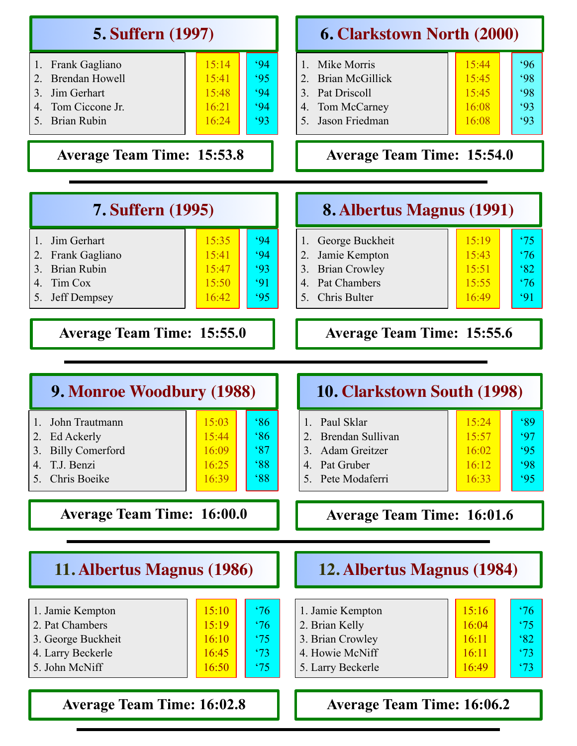## 5. Suffern (1997)

| Runner | Time | Year |
|---|---|---|
| 1. Frank Gagliano | 15:14 | '94 |
| 2. Brendan Howell | 15:41 | '95 |
| 3. Jim Gerhart | 15:48 | '94 |
| 4. Tom Ciccone Jr. | 16:21 | '94 |
| 5. Brian Rubin | 16:24 | '93 |

**Average Team Time: 15:53.8**

## 6. Clarkstown North (2000)

| Runner | Time | Year |
|---|---|---|
| 1. Mike Morris | 15:44 | '96 |
| 2. Brian McGillick | 15:45 | '98 |
| 3. Pat Driscoll | 15:45 | '98 |
| 4. Tom McCarney | 16:08 | '93 |
| 5. Jason Friedman | 16:08 | '93 |

**Average Team Time: 15:54.0**

---

## 7. Suffern (1995)

| Runner | Time | Year |
|---|---|---|
| 1. Jim Gerhart | 15:35 | '94 |
| 2. Frank Gagliano | 15:41 | '94 |
| 3. Brian Rubin | 15:47 | '93 |
| 4. Tim Cox | 15:50 | '91 |
| 5. Jeff Dempsey | 16:42 | '95 |

**Average Team Time: 15:55.0**

## 8. Albertus Magnus (1991)

| Runner | Time | Year |
|---|---|---|
| 1. George Buckheit | 15:19 | '75 |
| 2. Jamie Kempton | 15:43 | '76 |
| 3. Brian Crowley | 15:51 | '82 |
| 4. Pat Chambers | 15:55 | '76 |
| 5. Chris Bulter | 16:49 | '91 |

**Average Team Time: 15:55.6**

---

## 9. Monroe Woodbury (1988)

| Runner | Time | Year |
|---|---|---|
| 1. John Trautmann | 15:03 | '86 |
| 2. Ed Ackerly | 15:44 | '86 |
| 3. Billy Comerford | 16:09 | '87 |
| 4. T.J. Benzi | 16:25 | '88 |
| 5. Chris Boeike | 16:39 | '88 |

**Average Team Time: 16:00.0**

## 10. Clarkstown South (1998)

| Runner | Time | Year |
|---|---|---|
| 1. Paul Sklar | 15:24 | '89 |
| 2. Brendan Sullivan | 15:57 | '97 |
| 3. Adam Greitzer | 16:02 | '95 |
| 4. Pat Gruber | 16:12 | '98 |
| 5. Pete Modaferri | 16:33 | '95 |

**Average Team Time: 16:01.6**

---

## 11. Albertus Magnus (1986)

| Runner | Time | Year |
|---|---|---|
| 1. Jamie Kempton | 15:10 | '76 |
| 2. Pat Chambers | 15:19 | '76 |
| 3. George Buckheit | 16:10 | '75 |
| 4. Larry Beckerle | 16:45 | '73 |
| 5. John McNiff | 16:50 | '75 |

**Average Team Time: 16:02.8**

## 12. Albertus Magnus (1984)

| Runner | Time | Year |
|---|---|---|
| 1. Jamie Kempton | 15:16 | '76 |
| 2. Brian Kelly | 16:04 | '75 |
| 3. Brian Crowley | 16:11 | '82 |
| 4. Howie McNiff | 16:11 | '73 |
| 5. Larry Beckerle | 16:49 | '73 |

**Average Team Time: 16:06.2**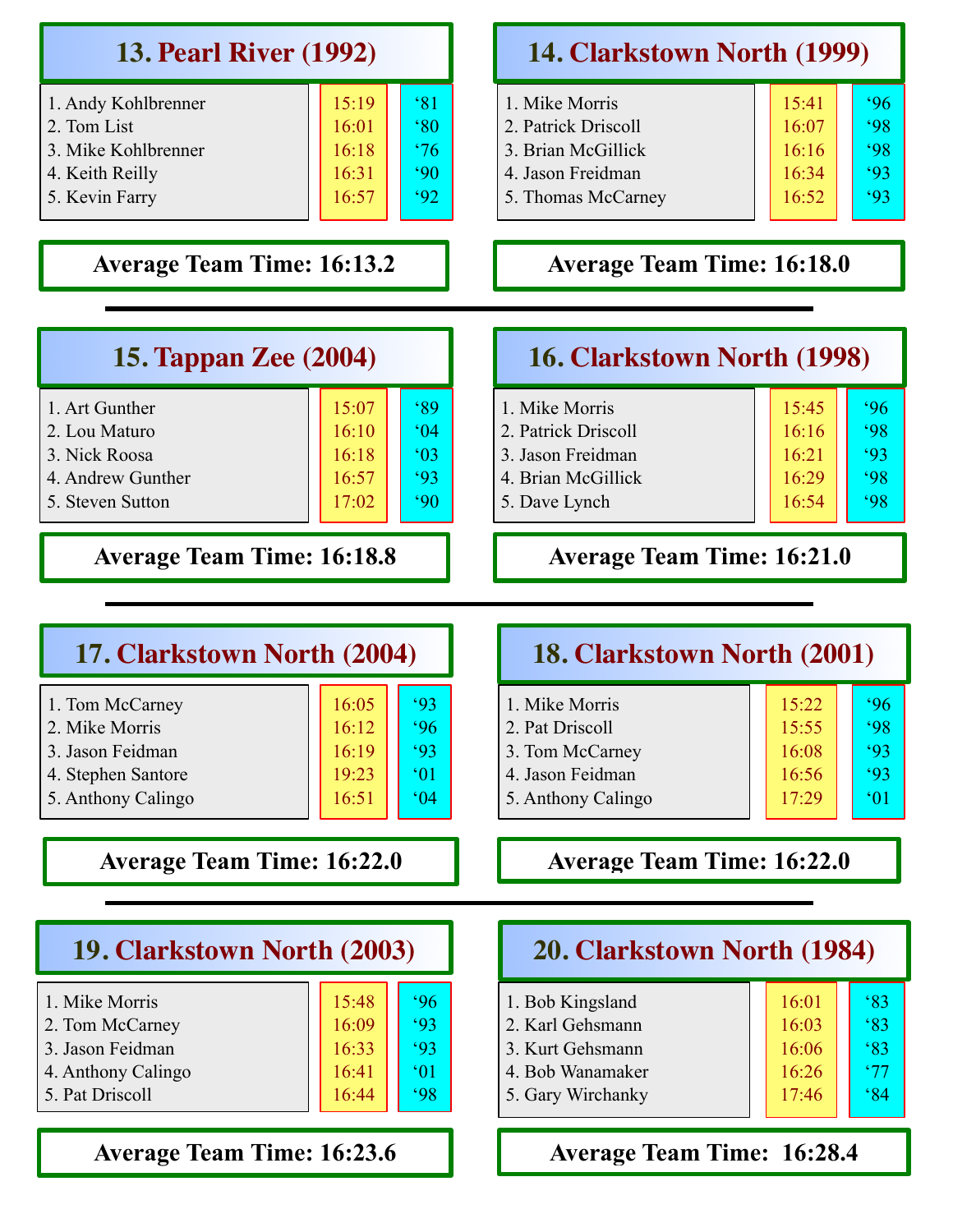## 13. Pearl River (1992)

| | | |
|---|---|---|
| 1. Andy Kohlbrenner | 15:19 | ‘81 |
| 2. Tom List | 16:01 | ‘80 |
| 3. Mike Kohlbrenner | 16:18 | ‘76 |
| 4. Keith Reilly | 16:31 | ‘90 |
| 5. Kevin Farry | 16:57 | ‘92 |

**Average Team Time: 16:13.2**

## 14. Clarkstown North (1999)

| | | |
|---|---|---|
| 1. Mike Morris | 15:41 | ‘96 |
| 2. Patrick Driscoll | 16:07 | ‘98 |
| 3. Brian McGillick | 16:16 | ‘98 |
| 4. Jason Freidman | 16:34 | ‘93 |
| 5. Thomas McCarney | 16:52 | ‘93 |

**Average Team Time: 16:18.0**

## 15. Tappan Zee (2004)

| | | |
|---|---|---|
| 1. Art Gunther | 15:07 | ‘89 |
| 2. Lou Maturo | 16:10 | ‘04 |
| 3. Nick Roosa | 16:18 | ‘03 |
| 4. Andrew Gunther | 16:57 | ‘93 |
| 5. Steven Sutton | 17:02 | ‘90 |

**Average Team Time: 16:18.8**

## 16. Clarkstown North (1998)

| | | |
|---|---|---|
| 1. Mike Morris | 15:45 | ‘96 |
| 2. Patrick Driscoll | 16:16 | ‘98 |
| 3. Jason Freidman | 16:21 | ‘93 |
| 4. Brian McGillick | 16:29 | ‘98 |
| 5. Dave Lynch | 16:54 | ‘98 |

**Average Team Time: 16:21.0**

## 17. Clarkstown North (2004)

| | | |
|---|---|---|
| 1. Tom McCarney | 16:05 | ‘93 |
| 2. Mike Morris | 16:12 | ‘96 |
| 3. Jason Feidman | 16:19 | ‘93 |
| 4. Stephen Santore | 19:23 | ‘01 |
| 5. Anthony Calingo | 16:51 | ‘04 |

**Average Team Time: 16:22.0**

## 18. Clarkstown North (2001)

| | | |
|---|---|---|
| 1. Mike Morris | 15:22 | ‘96 |
| 2. Pat Driscoll | 15:55 | ‘98 |
| 3. Tom McCarney | 16:08 | ‘93 |
| 4. Jason Feidman | 16:56 | ‘93 |
| 5. Anthony Calingo | 17:29 | ‘01 |

**Average Team Time: 16:22.0**

## 19. Clarkstown North (2003)

| | | |
|---|---|---|
| 1. Mike Morris | 15:48 | ‘96 |
| 2. Tom McCarney | 16:09 | ‘93 |
| 3. Jason Feidman | 16:33 | ‘93 |
| 4. Anthony Calingo | 16:41 | ‘01 |
| 5. Pat Driscoll | 16:44 | ‘98 |

**Average Team Time: 16:23.6**

## 20. Clarkstown North (1984)

| | | |
|---|---|---|
| 1. Bob Kingsland | 16:01 | ‘83 |
| 2. Karl Gehsmann | 16:03 | ‘83 |
| 3. Kurt Gehsmann | 16:06 | ‘83 |
| 4. Bob Wanamaker | 16:26 | ‘77 |
| 5. Gary Wirchanky | 17:46 | ‘84 |

**Average Team Time: 16:28.4**